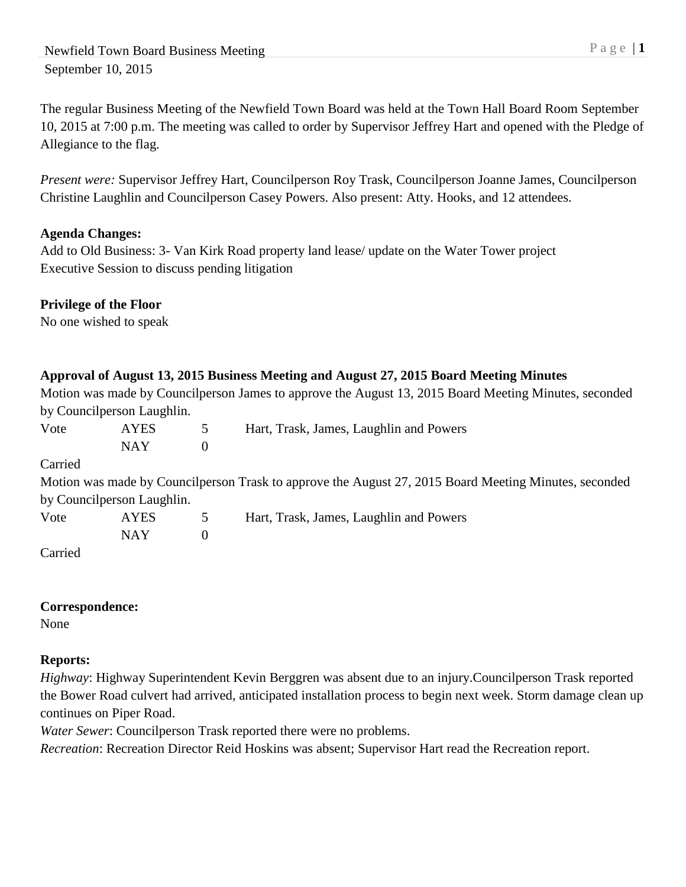Newfield Town Board Business Meeting
September 10, 2015

The regular Business Meeting of the Newfield Town Board was held at the Town Hall Board Room September 10, 2015 at 7:00 p.m. The meeting was called to order by Supervisor Jeffrey Hart and opened with the Pledge of Allegiance to the flag.

*Present were:* Supervisor Jeffrey Hart, Councilperson Roy Trask, Councilperson Joanne James, Councilperson Christine Laughlin and Councilperson Casey Powers. Also present: Atty. Hooks, and 12 attendees.

**Agenda Changes:**
Add to Old Business: 3- Van Kirk Road property land lease/ update on the Water Tower project
Executive Session to discuss pending litigation

**Privilege of the Floor**
No one wished to speak

**Approval of August 13, 2015 Business Meeting and August 27, 2015 Board Meeting Minutes**
Motion was made by Councilperson James to approve the August 13, 2015 Board Meeting Minutes, seconded by Councilperson Laughlin.

| Vote | AYES | 5 | Hart, Trask, James, Laughlin and Powers |
|---|---|---|---|
| | NAY | 0 | |

Carried

Motion was made by Councilperson Trask to approve the August 27, 2015 Board Meeting Minutes, seconded by Councilperson Laughlin.

| Vote | AYES | 5 | Hart, Trask, James, Laughlin and Powers |
|---|---|---|---|
| | NAY | 0 | |

Carried

**Correspondence:**
None

**Reports:**
*Highway*: Highway Superintendent Kevin Berggren was absent due to an injury.Councilperson Trask reported the Bower Road culvert had arrived, anticipated installation process to begin next week. Storm damage clean up continues on Piper Road.
*Water Sewer*: Councilperson Trask reported there were no problems.
*Recreation*: Recreation Director Reid Hoskins was absent; Supervisor Hart read the Recreation report.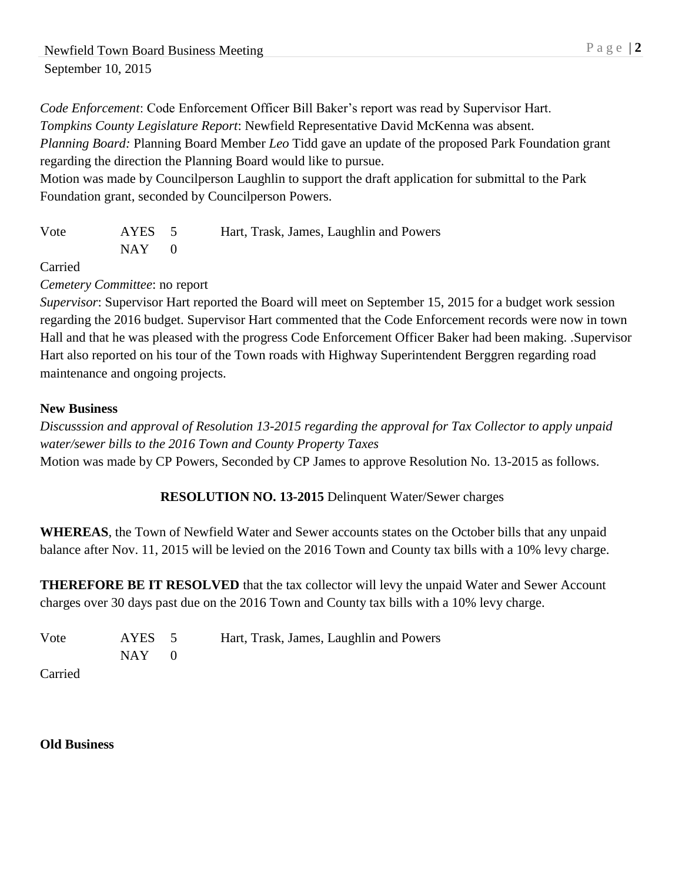*Code Enforcement*: Code Enforcement Officer Bill Baker's report was read by Supervisor Hart.
*Tompkins County Legislature Report*: Newfield Representative David McKenna was absent.
*Planning Board:* Planning Board Member *Leo* Tidd gave an update of the proposed Park Foundation grant regarding the direction the Planning Board would like to pursue.
Motion was made by Councilperson Laughlin to support the draft application for submittal to the Park Foundation grant, seconded by Councilperson Powers.

| Vote | AYES 5 | Hart, Trask, James, Laughlin and Powers |
|---|---|---|
| | NAY 0 | |

Carried
*Cemetery Committee*: no report
*Supervisor*: Supervisor Hart reported the Board will meet on September 15, 2015 for a budget work session regarding the 2016 budget. Supervisor Hart commented that the Code Enforcement records were now in town Hall and that he was pleased with the progress Code Enforcement Officer Baker had been making. .Supervisor Hart also reported on his tour of the Town roads with Highway Superintendent Berggren regarding road maintenance and ongoing projects.

**New Business**
*Discusssion and approval of Resolution 13-2015 regarding the approval for Tax Collector to apply unpaid water/sewer bills to the 2016 Town and County Property Taxes*
Motion was made by CP Powers, Seconded by CP James to approve Resolution No. 13-2015 as follows.

**RESOLUTION NO. 13-2015** Delinquent Water/Sewer charges

**WHEREAS**, the Town of Newfield Water and Sewer accounts states on the October bills that any unpaid balance after Nov. 11, 2015 will be levied on the 2016 Town and County tax bills with a 10% levy charge.

**THEREFORE BE IT RESOLVED** that the tax collector will levy the unpaid Water and Sewer Account charges over 30 days past due on the 2016 Town and County tax bills with a 10% levy charge.

| Vote | AYES 5 | Hart, Trask, James, Laughlin and Powers |
|---|---|---|
| | NAY 0 | |

Carried

**Old Business**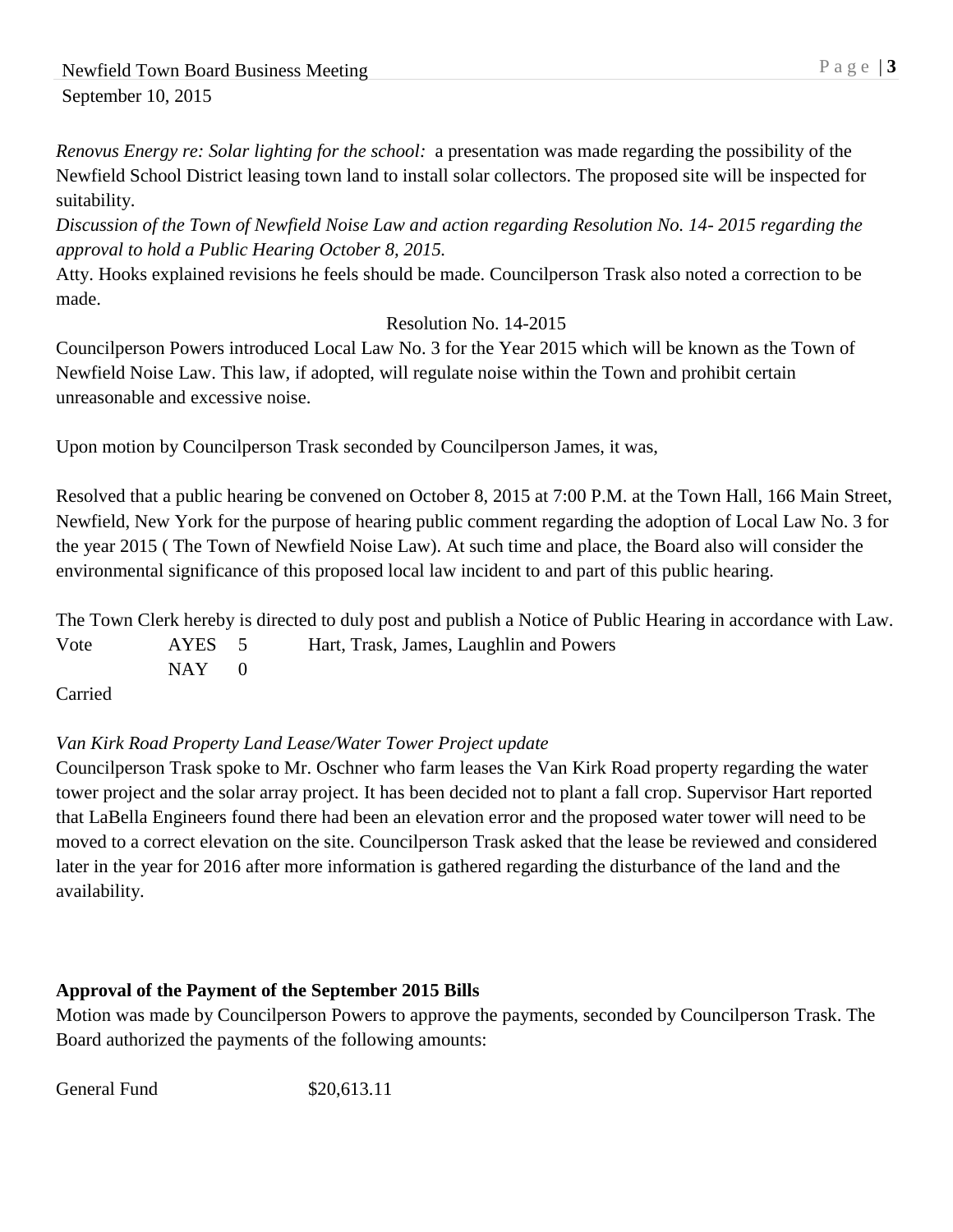*Renovus Energy re: Solar lighting for the school:* a presentation was made regarding the possibility of the Newfield School District leasing town land to install solar collectors. The proposed site will be inspected for suitability.

*Discussion of the Town of Newfield Noise Law and action regarding Resolution No. 14- 2015 regarding the approval to hold a Public Hearing October 8, 2015.*

Atty. Hooks explained revisions he feels should be made. Councilperson Trask also noted a correction to be made.

Resolution No. 14-2015

Councilperson Powers introduced Local Law No. 3 for the Year 2015 which will be known as the Town of Newfield Noise Law. This law, if adopted, will regulate noise within the Town and prohibit certain unreasonable and excessive noise.

Upon motion by Councilperson Trask seconded by Councilperson James, it was,

Resolved that a public hearing be convened on October 8, 2015 at 7:00 P.M. at the Town Hall, 166 Main Street, Newfield, New York for the purpose of hearing public comment regarding the adoption of Local Law No. 3 for the year 2015 ( The Town of Newfield Noise Law). At such time and place, the Board also will consider the environmental significance of this proposed local law incident to and part of this public hearing.

The Town Clerk hereby is directed to duly post and publish a Notice of Public Hearing in accordance with Law.

| Vote | AYES | 5 | Hart, Trask, James, Laughlin and Powers |
|---|---|---|---|
| | NAY | 0 | |

Carried

*Van Kirk Road Property Land Lease/Water Tower Project update*

Councilperson Trask spoke to Mr. Oschner who farm leases the Van Kirk Road property regarding the water tower project and the solar array project. It has been decided not to plant a fall crop. Supervisor Hart reported that LaBella Engineers found there had been an elevation error and the proposed water tower will need to be moved to a correct elevation on the site. Councilperson Trask asked that the lease be reviewed and considered later in the year for 2016 after more information is gathered regarding the disturbance of the land and the availability.

**Approval of the Payment of the September 2015 Bills**

Motion was made by Councilperson Powers to approve the payments, seconded by Councilperson Trask. The Board authorized the payments of the following amounts:

General Fund $20,613.11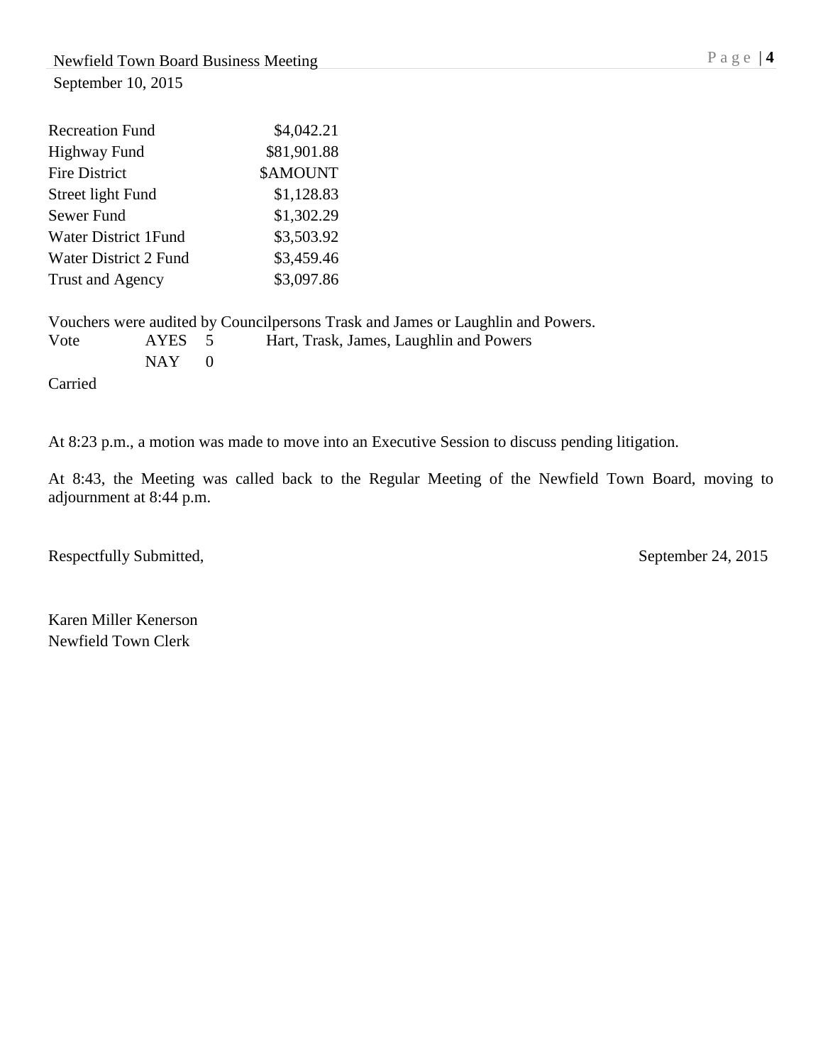| | |
|---|---|
| Recreation Fund | $4,042.21 |
| Highway Fund | $81,901.88 |
| Fire District | $AMOUNT |
| Street light Fund | $1,128.83 |
| Sewer Fund | $1,302.29 |
| Water District 1Fund | $3,503.92 |
| Water District 2 Fund | $3,459.46 |
| Trust and Agency | $3,097.86 |

Vouchers were audited by Councilpersons Trask and James or Laughlin and Powers.

| | | | |
|---|---|---|---|
| Vote | AYES | 5 | Hart, Trask, James, Laughlin and Powers |
| | NAY | 0 | |

Carried

At 8:23 p.m., a motion was made to move into an Executive Session to discuss pending litigation.

At 8:43, the Meeting was called back to the Regular Meeting of the Newfield Town Board, moving to adjournment at 8:44 p.m.

Respectfully Submitted, September 24, 2015

Karen Miller Kenerson
Newfield Town Clerk